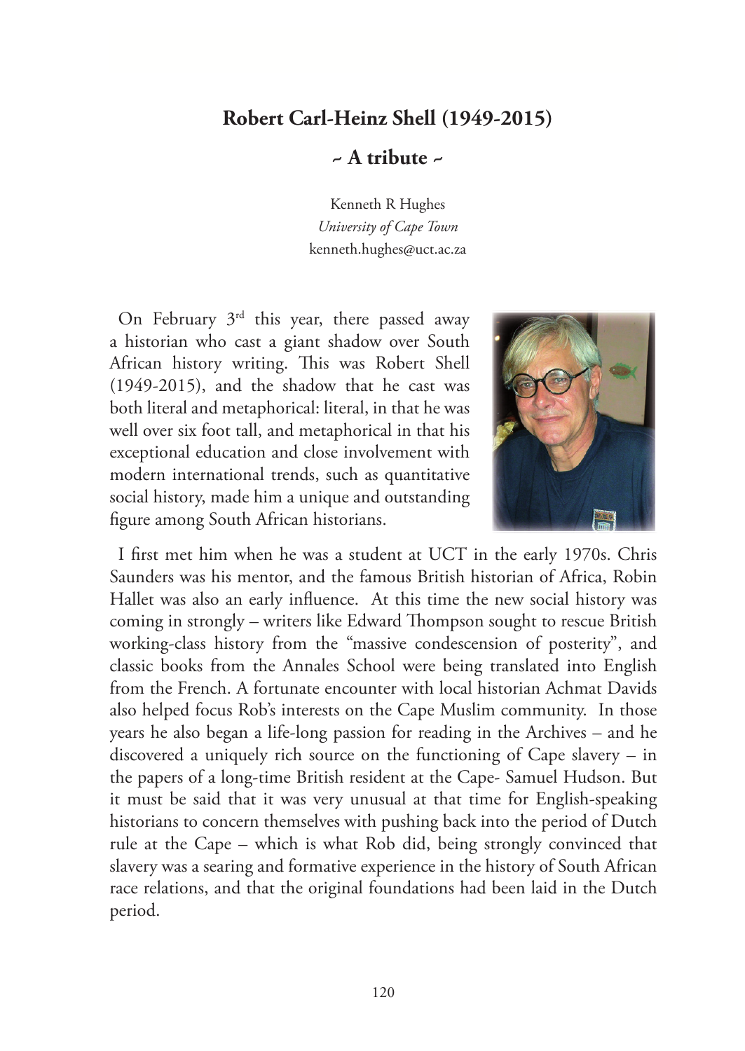# Robert Carl-Heinz Shell (1949-2015)

## ~ A tribute ~

Kenneth R Hughes
*University of Cape Town*
kenneth.hughes@uct.ac.za

On February 3rd this year, there passed away a historian who cast a giant shadow over South African history writing. This was Robert Shell (1949-2015), and the shadow that he cast was both literal and metaphorical: literal, in that he was well over six foot tall, and metaphorical in that his exceptional education and close involvement with modern international trends, such as quantitative social history, made him a unique and outstanding figure among South African historians.

I first met him when he was a student at UCT in the early 1970s. Chris Saunders was his mentor, and the famous British historian of Africa, Robin Hallet was also an early influence. At this time the new social history was coming in strongly – writers like Edward Thompson sought to rescue British working-class history from the "massive condescension of posterity", and classic books from the Annales School were being translated into English from the French. A fortunate encounter with local historian Achmat Davids also helped focus Rob's interests on the Cape Muslim community. In those years he also began a life-long passion for reading in the Archives – and he discovered a uniquely rich source on the functioning of Cape slavery – in the papers of a long-time British resident at the Cape- Samuel Hudson. But it must be said that it was very unusual at that time for English-speaking historians to concern themselves with pushing back into the period of Dutch rule at the Cape – which is what Rob did, being strongly convinced that slavery was a searing and formative experience in the history of South African race relations, and that the original foundations had been laid in the Dutch period.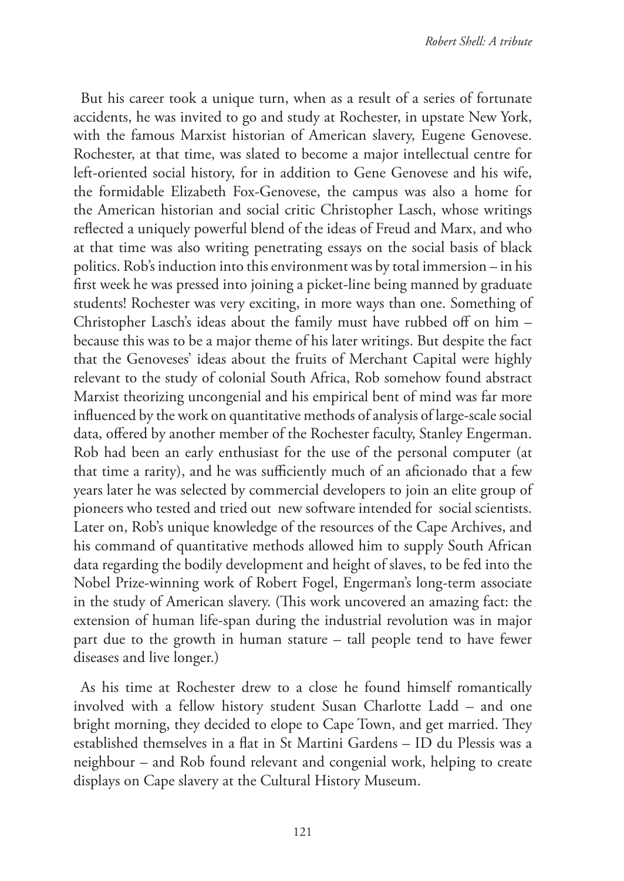But his career took a unique turn, when as a result of a series of fortunate accidents, he was invited to go and study at Rochester, in upstate New York, with the famous Marxist historian of American slavery, Eugene Genovese. Rochester, at that time, was slated to become a major intellectual centre for left-oriented social history, for in addition to Gene Genovese and his wife, the formidable Elizabeth Fox-Genovese, the campus was also a home for the American historian and social critic Christopher Lasch, whose writings reflected a uniquely powerful blend of the ideas of Freud and Marx, and who at that time was also writing penetrating essays on the social basis of black politics. Rob's induction into this environment was by total immersion – in his first week he was pressed into joining a picket-line being manned by graduate students! Rochester was very exciting, in more ways than one. Something of Christopher Lasch's ideas about the family must have rubbed off on him – because this was to be a major theme of his later writings. But despite the fact that the Genoveses' ideas about the fruits of Merchant Capital were highly relevant to the study of colonial South Africa, Rob somehow found abstract Marxist theorizing uncongenial and his empirical bent of mind was far more influenced by the work on quantitative methods of analysis of large-scale social data, offered by another member of the Rochester faculty, Stanley Engerman. Rob had been an early enthusiast for the use of the personal computer (at that time a rarity), and he was sufficiently much of an aficionado that a few years later he was selected by commercial developers to join an elite group of pioneers who tested and tried out new software intended for social scientists. Later on, Rob's unique knowledge of the resources of the Cape Archives, and his command of quantitative methods allowed him to supply South African data regarding the bodily development and height of slaves, to be fed into the Nobel Prize-winning work of Robert Fogel, Engerman's long-term associate in the study of American slavery. (This work uncovered an amazing fact: the extension of human life-span during the industrial revolution was in major part due to the growth in human stature – tall people tend to have fewer diseases and live longer.)

As his time at Rochester drew to a close he found himself romantically involved with a fellow history student Susan Charlotte Ladd – and one bright morning, they decided to elope to Cape Town, and get married. They established themselves in a flat in St Martini Gardens – ID du Plessis was a neighbour – and Rob found relevant and congenial work, helping to create displays on Cape slavery at the Cultural History Museum.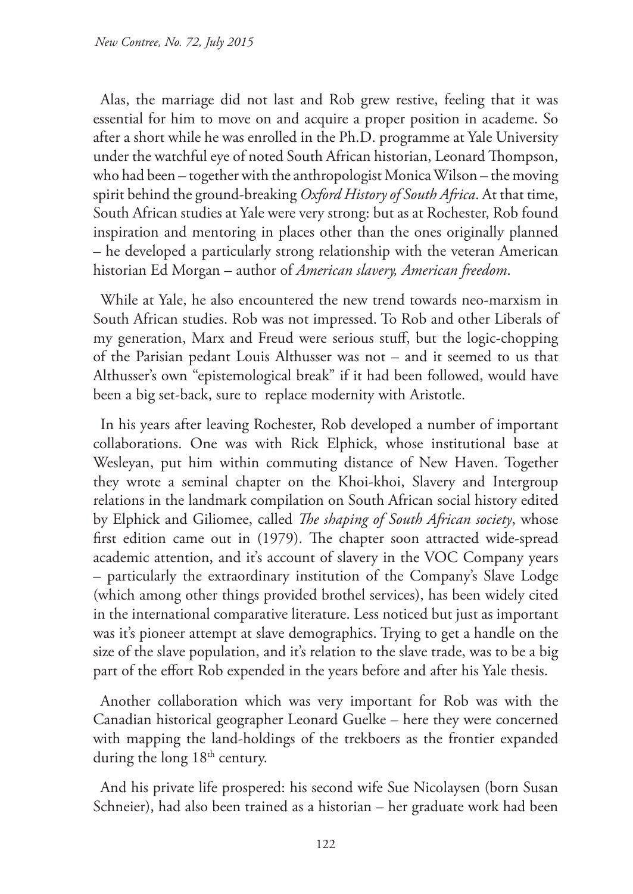Alas, the marriage did not last and Rob grew restive, feeling that it was essential for him to move on and acquire a proper position in academe. So after a short while he was enrolled in the Ph.D. programme at Yale University under the watchful eye of noted South African historian, Leonard Thompson, who had been – together with the anthropologist Monica Wilson – the moving spirit behind the ground-breaking *Oxford History of South Africa*. At that time, South African studies at Yale were very strong: but as at Rochester, Rob found inspiration and mentoring in places other than the ones originally planned – he developed a particularly strong relationship with the veteran American historian Ed Morgan – author of *American slavery, American freedom*.

While at Yale, he also encountered the new trend towards neo-marxism in South African studies. Rob was not impressed. To Rob and other Liberals of my generation, Marx and Freud were serious stuff, but the logic-chopping of the Parisian pedant Louis Althusser was not – and it seemed to us that Althusser's own "epistemological break" if it had been followed, would have been a big set-back, sure to replace modernity with Aristotle.

In his years after leaving Rochester, Rob developed a number of important collaborations. One was with Rick Elphick, whose institutional base at Wesleyan, put him within commuting distance of New Haven. Together they wrote a seminal chapter on the Khoi-khoi, Slavery and Intergroup relations in the landmark compilation on South African social history edited by Elphick and Giliomee, called *The shaping of South African society*, whose first edition came out in (1979). The chapter soon attracted wide-spread academic attention, and it's account of slavery in the VOC Company years – particularly the extraordinary institution of the Company's Slave Lodge (which among other things provided brothel services), has been widely cited in the international comparative literature. Less noticed but just as important was it's pioneer attempt at slave demographics. Trying to get a handle on the size of the slave population, and it's relation to the slave trade, was to be a big part of the effort Rob expended in the years before and after his Yale thesis.

Another collaboration which was very important for Rob was with the Canadian historical geographer Leonard Guelke – here they were concerned with mapping the land-holdings of the trekboers as the frontier expanded during the long 18th century.

And his private life prospered: his second wife Sue Nicolaysen (born Susan Schneier), had also been trained as a historian – her graduate work had been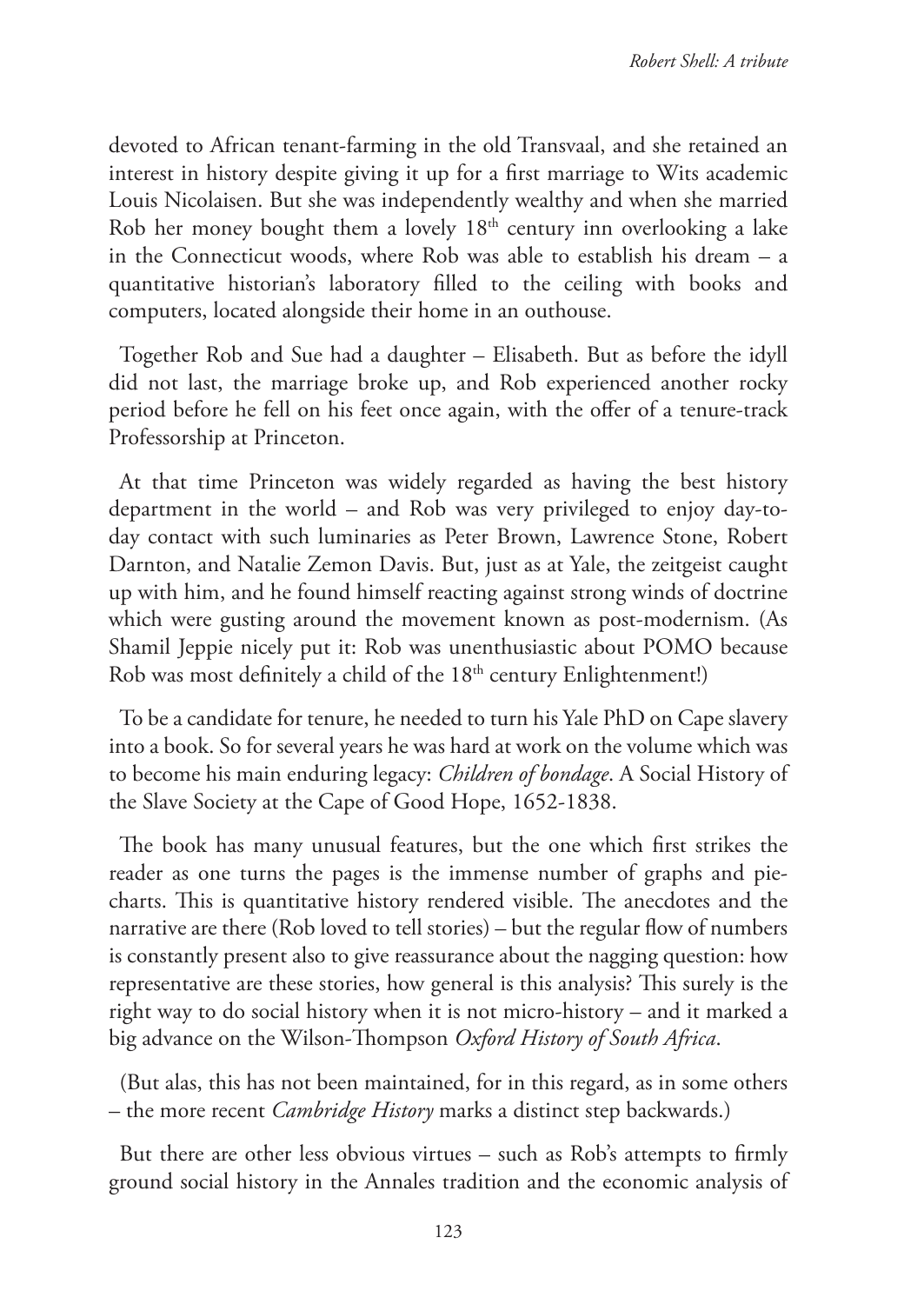devoted to African tenant-farming in the old Transvaal, and she retained an interest in history despite giving it up for a first marriage to Wits academic Louis Nicolaisen. But she was independently wealthy and when she married Rob her money bought them a lovely 18th century inn overlooking a lake in the Connecticut woods, where Rob was able to establish his dream – a quantitative historian's laboratory filled to the ceiling with books and computers, located alongside their home in an outhouse.

Together Rob and Sue had a daughter – Elisabeth. But as before the idyll did not last, the marriage broke up, and Rob experienced another rocky period before he fell on his feet once again, with the offer of a tenure-track Professorship at Princeton.

At that time Princeton was widely regarded as having the best history department in the world – and Rob was very privileged to enjoy day-to-day contact with such luminaries as Peter Brown, Lawrence Stone, Robert Darnton, and Natalie Zemon Davis. But, just as at Yale, the zeitgeist caught up with him, and he found himself reacting against strong winds of doctrine which were gusting around the movement known as post-modernism. (As Shamil Jeppie nicely put it: Rob was unenthusiastic about POMO because Rob was most definitely a child of the 18th century Enlightenment!)

To be a candidate for tenure, he needed to turn his Yale PhD on Cape slavery into a book. So for several years he was hard at work on the volume which was to become his main enduring legacy: *Children of bondage*. A Social History of the Slave Society at the Cape of Good Hope, 1652-1838.

The book has many unusual features, but the one which first strikes the reader as one turns the pages is the immense number of graphs and pie-charts. This is quantitative history rendered visible. The anecdotes and the narrative are there (Rob loved to tell stories) – but the regular flow of numbers is constantly present also to give reassurance about the nagging question: how representative are these stories, how general is this analysis? This surely is the right way to do social history when it is not micro-history – and it marked a big advance on the Wilson-Thompson *Oxford History of South Africa*.

(But alas, this has not been maintained, for in this regard, as in some others – the more recent *Cambridge History* marks a distinct step backwards.)

But there are other less obvious virtues – such as Rob's attempts to firmly ground social history in the Annales tradition and the economic analysis of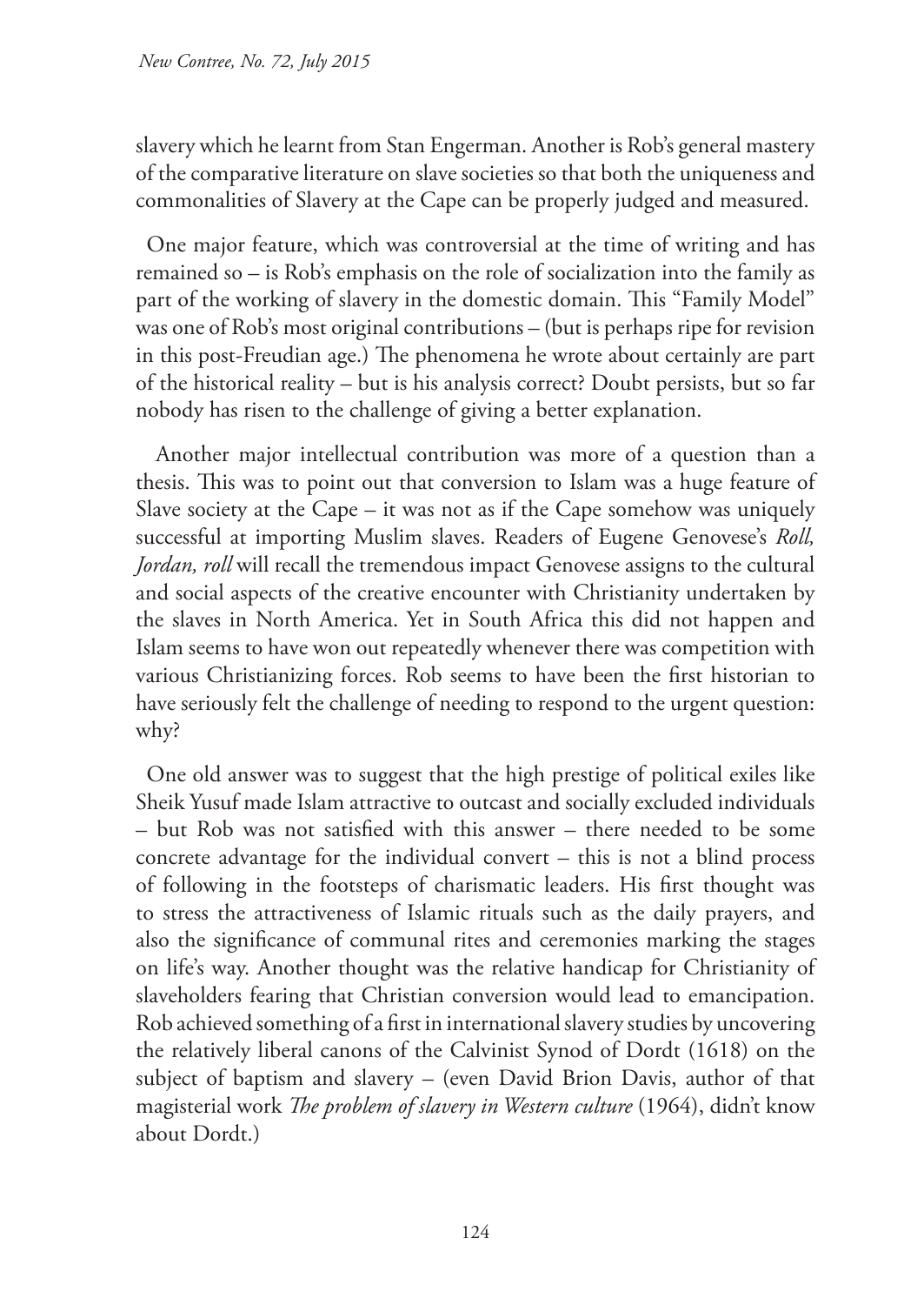slavery which he learnt from Stan Engerman. Another is Rob's general mastery of the comparative literature on slave societies so that both the uniqueness and commonalities of Slavery at the Cape can be properly judged and measured.

One major feature, which was controversial at the time of writing and has remained so – is Rob's emphasis on the role of socialization into the family as part of the working of slavery in the domestic domain. This "Family Model" was one of Rob's most original contributions – (but is perhaps ripe for revision in this post-Freudian age.) The phenomena he wrote about certainly are part of the historical reality – but is his analysis correct? Doubt persists, but so far nobody has risen to the challenge of giving a better explanation.

Another major intellectual contribution was more of a question than a thesis. This was to point out that conversion to Islam was a huge feature of Slave society at the Cape – it was not as if the Cape somehow was uniquely successful at importing Muslim slaves. Readers of Eugene Genovese's *Roll, Jordan, roll* will recall the tremendous impact Genovese assigns to the cultural and social aspects of the creative encounter with Christianity undertaken by the slaves in North America. Yet in South Africa this did not happen and Islam seems to have won out repeatedly whenever there was competition with various Christianizing forces. Rob seems to have been the first historian to have seriously felt the challenge of needing to respond to the urgent question: why?

One old answer was to suggest that the high prestige of political exiles like Sheik Yusuf made Islam attractive to outcast and socially excluded individuals – but Rob was not satisfied with this answer – there needed to be some concrete advantage for the individual convert – this is not a blind process of following in the footsteps of charismatic leaders. His first thought was to stress the attractiveness of Islamic rituals such as the daily prayers, and also the significance of communal rites and ceremonies marking the stages on life's way. Another thought was the relative handicap for Christianity of slaveholders fearing that Christian conversion would lead to emancipation. Rob achieved something of a first in international slavery studies by uncovering the relatively liberal canons of the Calvinist Synod of Dordt (1618) on the subject of baptism and slavery – (even David Brion Davis, author of that magisterial work *The problem of slavery in Western culture* (1964), didn't know about Dordt.)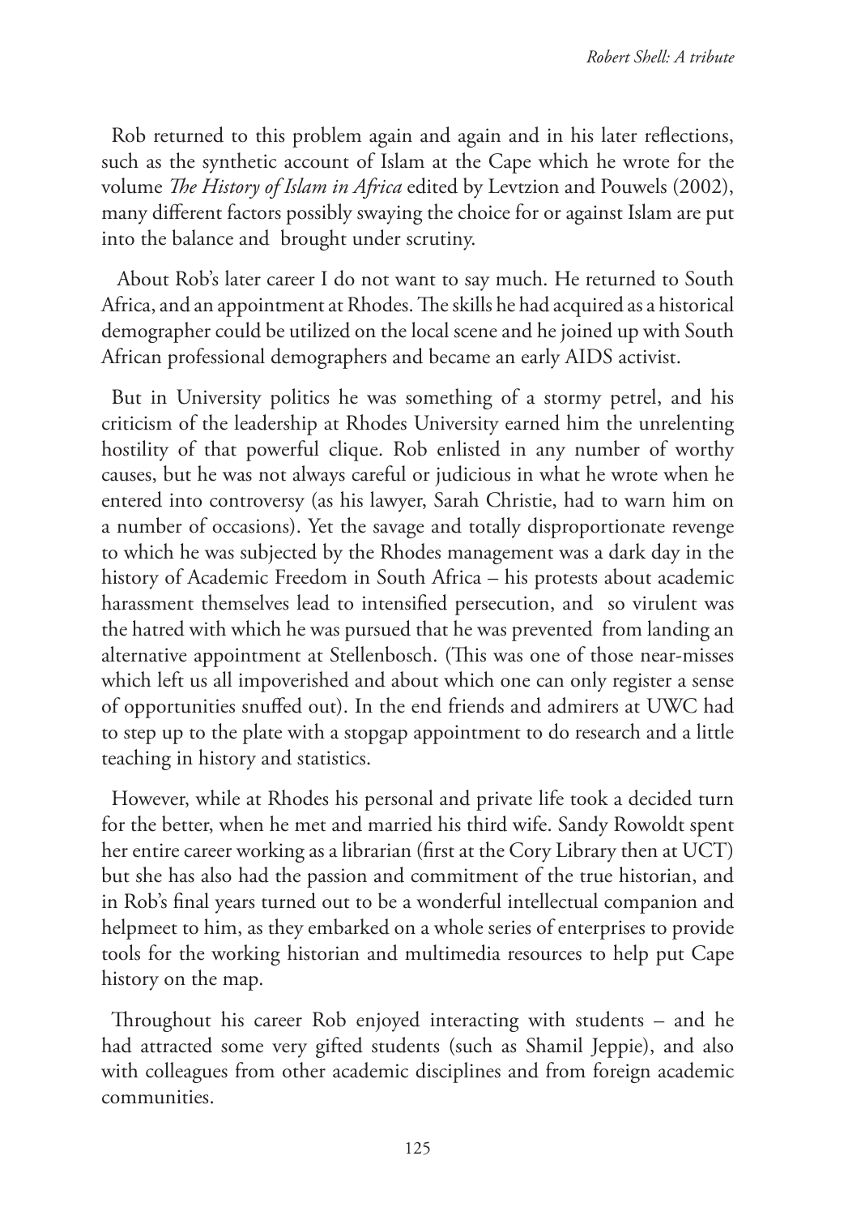Rob returned to this problem again and again and in his later reflections, such as the synthetic account of Islam at the Cape which he wrote for the volume *The History of Islam in Africa* edited by Levtzion and Pouwels (2002), many different factors possibly swaying the choice for or against Islam are put into the balance and brought under scrutiny.

About Rob's later career I do not want to say much. He returned to South Africa, and an appointment at Rhodes. The skills he had acquired as a historical demographer could be utilized on the local scene and he joined up with South African professional demographers and became an early AIDS activist.

But in University politics he was something of a stormy petrel, and his criticism of the leadership at Rhodes University earned him the unrelenting hostility of that powerful clique. Rob enlisted in any number of worthy causes, but he was not always careful or judicious in what he wrote when he entered into controversy (as his lawyer, Sarah Christie, had to warn him on a number of occasions). Yet the savage and totally disproportionate revenge to which he was subjected by the Rhodes management was a dark day in the history of Academic Freedom in South Africa – his protests about academic harassment themselves lead to intensified persecution, and so virulent was the hatred with which he was pursued that he was prevented from landing an alternative appointment at Stellenbosch. (This was one of those near-misses which left us all impoverished and about which one can only register a sense of opportunities snuffed out). In the end friends and admirers at UWC had to step up to the plate with a stopgap appointment to do research and a little teaching in history and statistics.

However, while at Rhodes his personal and private life took a decided turn for the better, when he met and married his third wife. Sandy Rowoldt spent her entire career working as a librarian (first at the Cory Library then at UCT) but she has also had the passion and commitment of the true historian, and in Rob's final years turned out to be a wonderful intellectual companion and helpmeet to him, as they embarked on a whole series of enterprises to provide tools for the working historian and multimedia resources to help put Cape history on the map.

Throughout his career Rob enjoyed interacting with students – and he had attracted some very gifted students (such as Shamil Jeppie), and also with colleagues from other academic disciplines and from foreign academic communities.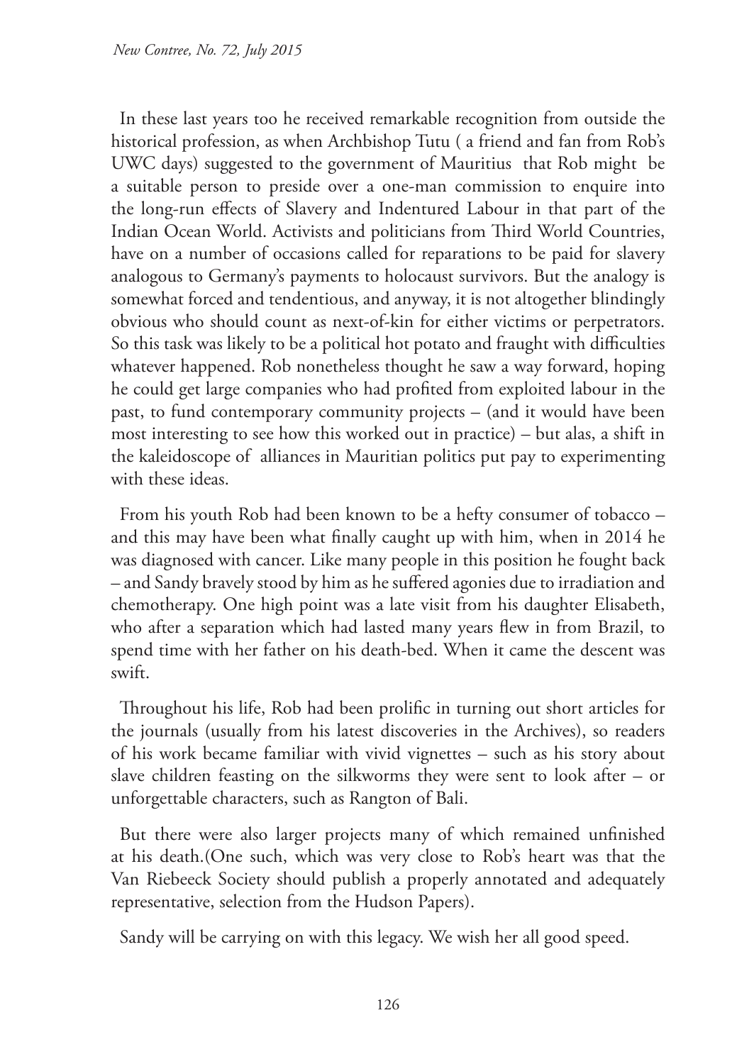In these last years too he received remarkable recognition from outside the historical profession, as when Archbishop Tutu ( a friend and fan from Rob's UWC days) suggested to the government of Mauritius that Rob might be a suitable person to preside over a one-man commission to enquire into the long-run effects of Slavery and Indentured Labour in that part of the Indian Ocean World. Activists and politicians from Third World Countries, have on a number of occasions called for reparations to be paid for slavery analogous to Germany's payments to holocaust survivors. But the analogy is somewhat forced and tendentious, and anyway, it is not altogether blindingly obvious who should count as next-of-kin for either victims or perpetrators. So this task was likely to be a political hot potato and fraught with difficulties whatever happened. Rob nonetheless thought he saw a way forward, hoping he could get large companies who had profited from exploited labour in the past, to fund contemporary community projects – (and it would have been most interesting to see how this worked out in practice) – but alas, a shift in the kaleidoscope of alliances in Mauritian politics put pay to experimenting with these ideas.

From his youth Rob had been known to be a hefty consumer of tobacco – and this may have been what finally caught up with him, when in 2014 he was diagnosed with cancer. Like many people in this position he fought back – and Sandy bravely stood by him as he suffered agonies due to irradiation and chemotherapy. One high point was a late visit from his daughter Elisabeth, who after a separation which had lasted many years flew in from Brazil, to spend time with her father on his death-bed. When it came the descent was swift.

Throughout his life, Rob had been prolific in turning out short articles for the journals (usually from his latest discoveries in the Archives), so readers of his work became familiar with vivid vignettes – such as his story about slave children feasting on the silkworms they were sent to look after – or unforgettable characters, such as Rangton of Bali.

But there were also larger projects many of which remained unfinished at his death.(One such, which was very close to Rob's heart was that the Van Riebeeck Society should publish a properly annotated and adequately representative, selection from the Hudson Papers).

Sandy will be carrying on with this legacy. We wish her all good speed.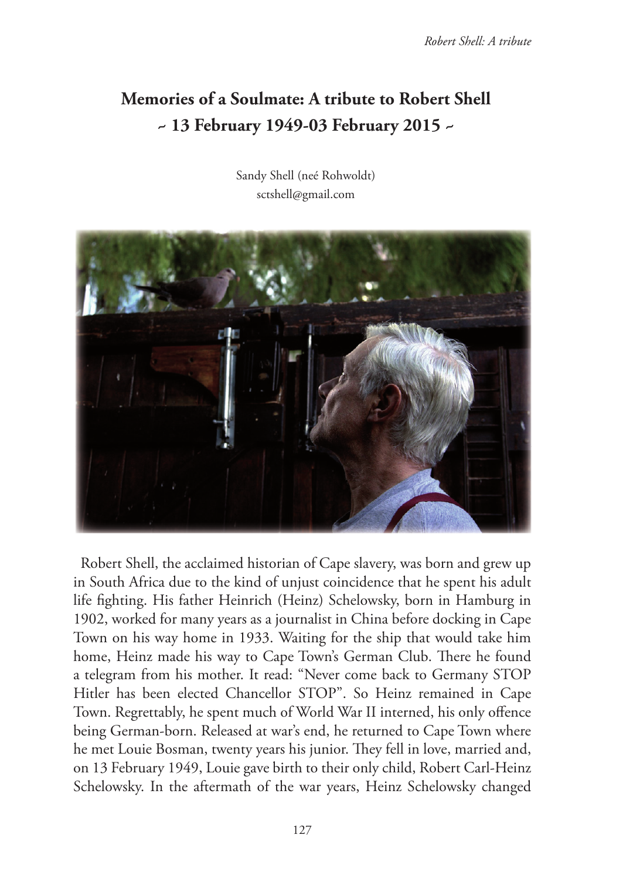# Memories of a Soulmate: A tribute to Robert Shell
## ~ 13 February 1949-03 February 2015 ~

Sandy Shell (neé Rohwoldt)
sctshell@gmail.com

Robert Shell, the acclaimed historian of Cape slavery, was born and grew up in South Africa due to the kind of unjust coincidence that he spent his adult life fighting. His father Heinrich (Heinz) Schelowsky, born in Hamburg in 1902, worked for many years as a journalist in China before docking in Cape Town on his way home in 1933. Waiting for the ship that would take him home, Heinz made his way to Cape Town's German Club. There he found a telegram from his mother. It read: "Never come back to Germany STOP Hitler has been elected Chancellor STOP". So Heinz remained in Cape Town. Regrettably, he spent much of World War II interned, his only offence being German-born. Released at war's end, he returned to Cape Town where he met Louie Bosman, twenty years his junior. They fell in love, married and, on 13 February 1949, Louie gave birth to their only child, Robert Carl-Heinz Schelowsky. In the aftermath of the war years, Heinz Schelowsky changed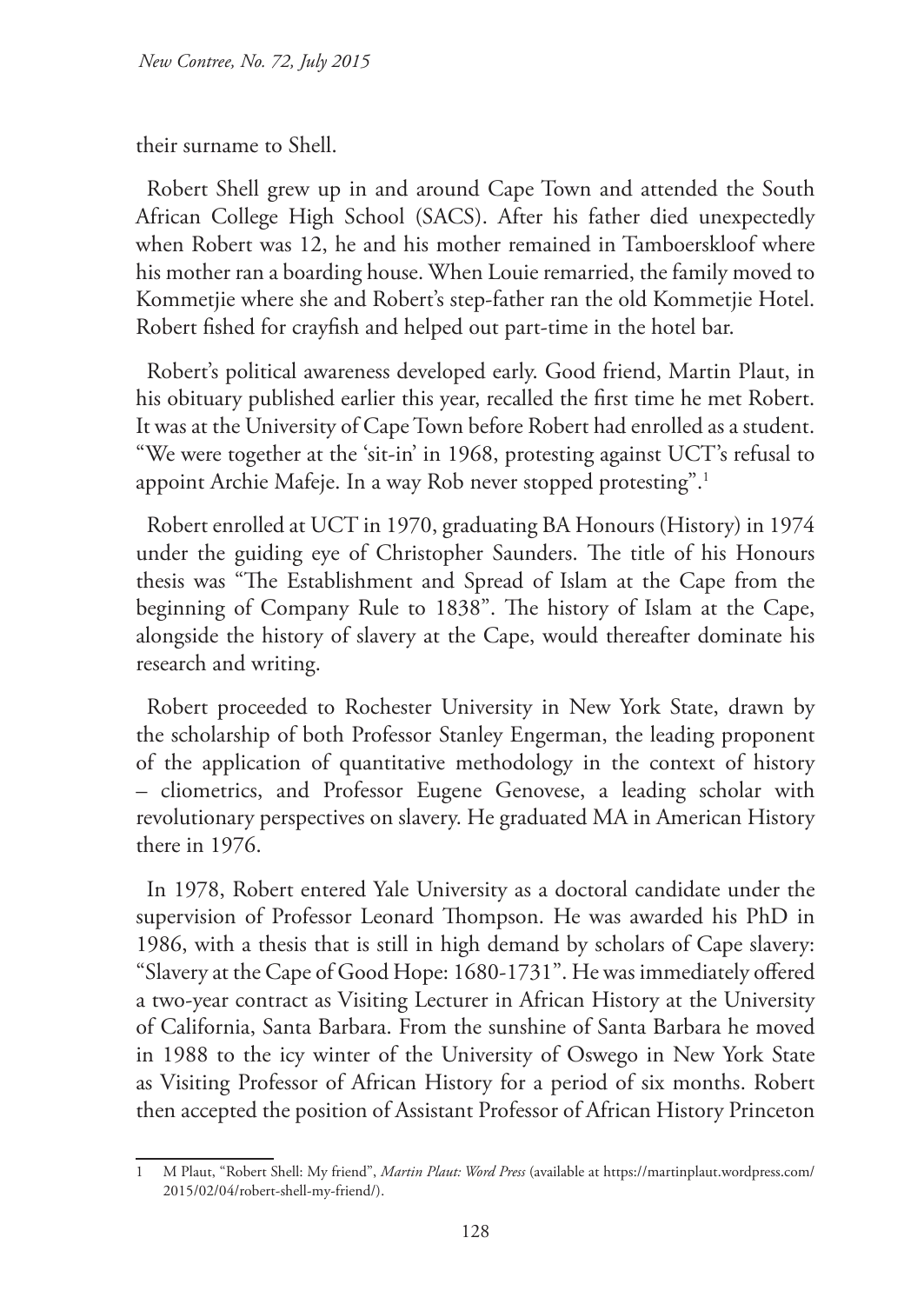their surname to Shell.

Robert Shell grew up in and around Cape Town and attended the South African College High School (SACS). After his father died unexpectedly when Robert was 12, he and his mother remained in Tamboerskloof where his mother ran a boarding house. When Louie remarried, the family moved to Kommetjie where she and Robert's step-father ran the old Kommetjie Hotel. Robert fished for crayfish and helped out part-time in the hotel bar.

Robert's political awareness developed early. Good friend, Martin Plaut, in his obituary published earlier this year, recalled the first time he met Robert. It was at the University of Cape Town before Robert had enrolled as a student. "We were together at the 'sit-in' in 1968, protesting against UCT's refusal to appoint Archie Mafeje. In a way Rob never stopped protesting".[1]

Robert enrolled at UCT in 1970, graduating BA Honours (History) in 1974 under the guiding eye of Christopher Saunders. The title of his Honours thesis was "The Establishment and Spread of Islam at the Cape from the beginning of Company Rule to 1838". The history of Islam at the Cape, alongside the history of slavery at the Cape, would thereafter dominate his research and writing.

Robert proceeded to Rochester University in New York State, drawn by the scholarship of both Professor Stanley Engerman, the leading proponent of the application of quantitative methodology in the context of history – cliometrics, and Professor Eugene Genovese, a leading scholar with revolutionary perspectives on slavery. He graduated MA in American History there in 1976.

In 1978, Robert entered Yale University as a doctoral candidate under the supervision of Professor Leonard Thompson. He was awarded his PhD in 1986, with a thesis that is still in high demand by scholars of Cape slavery: "Slavery at the Cape of Good Hope: 1680-1731". He was immediately offered a two-year contract as Visiting Lecturer in African History at the University of California, Santa Barbara. From the sunshine of Santa Barbara he moved in 1988 to the icy winter of the University of Oswego in New York State as Visiting Professor of African History for a period of six months. Robert then accepted the position of Assistant Professor of African History Princeton

---

1 M Plaut, "Robert Shell: My friend", *Martin Plaut: Word Press* (available at https://martinplaut.wordpress.com/2015/02/04/robert-shell-my-friend/).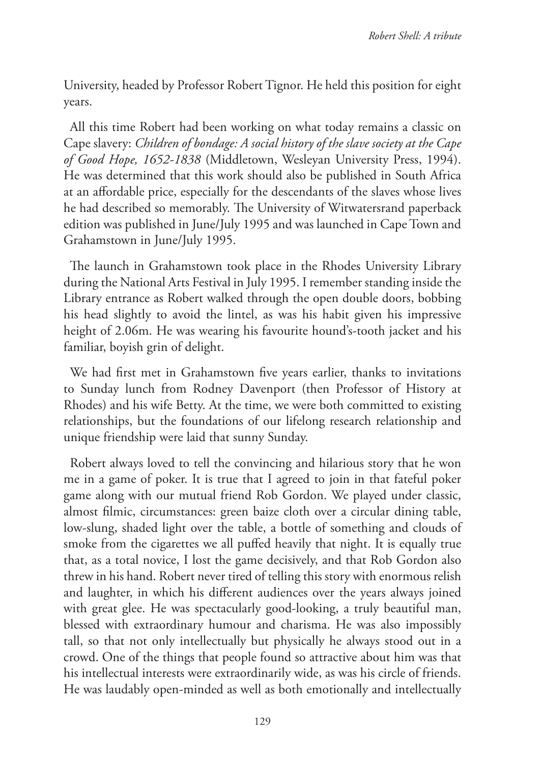University, headed by Professor Robert Tignor. He held this position for eight years.

All this time Robert had been working on what today remains a classic on Cape slavery: *Children of bondage: A social history of the slave society at the Cape of Good Hope, 1652-1838* (Middletown, Wesleyan University Press, 1994). He was determined that this work should also be published in South Africa at an affordable price, especially for the descendants of the slaves whose lives he had described so memorably. The University of Witwatersrand paperback edition was published in June/July 1995 and was launched in Cape Town and Grahamstown in June/July 1995.

The launch in Grahamstown took place in the Rhodes University Library during the National Arts Festival in July 1995. I remember standing inside the Library entrance as Robert walked through the open double doors, bobbing his head slightly to avoid the lintel, as was his habit given his impressive height of 2.06m. He was wearing his favourite hound's-tooth jacket and his familiar, boyish grin of delight.

We had first met in Grahamstown five years earlier, thanks to invitations to Sunday lunch from Rodney Davenport (then Professor of History at Rhodes) and his wife Betty. At the time, we were both committed to existing relationships, but the foundations of our lifelong research relationship and unique friendship were laid that sunny Sunday.

Robert always loved to tell the convincing and hilarious story that he won me in a game of poker. It is true that I agreed to join in that fateful poker game along with our mutual friend Rob Gordon. We played under classic, almost filmic, circumstances: green baize cloth over a circular dining table, low-slung, shaded light over the table, a bottle of something and clouds of smoke from the cigarettes we all puffed heavily that night. It is equally true that, as a total novice, I lost the game decisively, and that Rob Gordon also threw in his hand. Robert never tired of telling this story with enormous relish and laughter, in which his different audiences over the years always joined with great glee. He was spectacularly good-looking, a truly beautiful man, blessed with extraordinary humour and charisma. He was also impossibly tall, so that not only intellectually but physically he always stood out in a crowd. One of the things that people found so attractive about him was that his intellectual interests were extraordinarily wide, as was his circle of friends. He was laudably open-minded as well as both emotionally and intellectually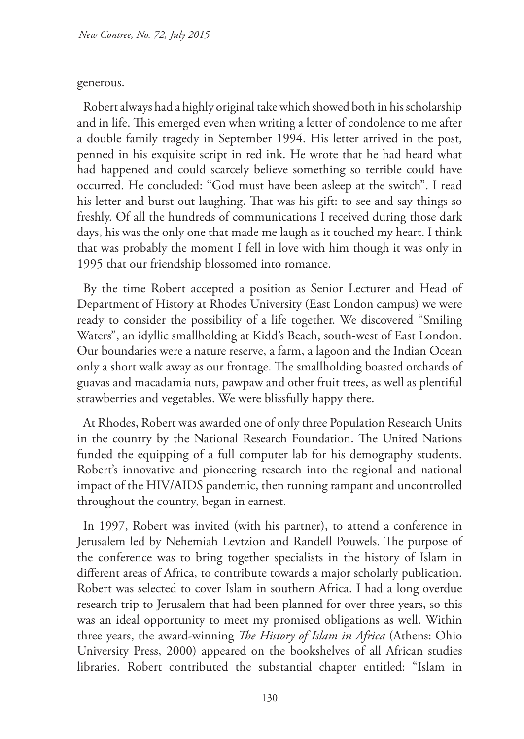generous.

Robert always had a highly original take which showed both in his scholarship and in life. This emerged even when writing a letter of condolence to me after a double family tragedy in September 1994. His letter arrived in the post, penned in his exquisite script in red ink. He wrote that he had heard what had happened and could scarcely believe something so terrible could have occurred. He concluded: "God must have been asleep at the switch". I read his letter and burst out laughing. That was his gift: to see and say things so freshly. Of all the hundreds of communications I received during those dark days, his was the only one that made me laugh as it touched my heart. I think that was probably the moment I fell in love with him though it was only in 1995 that our friendship blossomed into romance.

By the time Robert accepted a position as Senior Lecturer and Head of Department of History at Rhodes University (East London campus) we were ready to consider the possibility of a life together. We discovered "Smiling Waters", an idyllic smallholding at Kidd's Beach, south-west of East London. Our boundaries were a nature reserve, a farm, a lagoon and the Indian Ocean only a short walk away as our frontage. The smallholding boasted orchards of guavas and macadamia nuts, pawpaw and other fruit trees, as well as plentiful strawberries and vegetables. We were blissfully happy there.

At Rhodes, Robert was awarded one of only three Population Research Units in the country by the National Research Foundation. The United Nations funded the equipping of a full computer lab for his demography students. Robert's innovative and pioneering research into the regional and national impact of the HIV/AIDS pandemic, then running rampant and uncontrolled throughout the country, began in earnest.

In 1997, Robert was invited (with his partner), to attend a conference in Jerusalem led by Nehemiah Levtzion and Randell Pouwels. The purpose of the conference was to bring together specialists in the history of Islam in different areas of Africa, to contribute towards a major scholarly publication. Robert was selected to cover Islam in southern Africa. I had a long overdue research trip to Jerusalem that had been planned for over three years, so this was an ideal opportunity to meet my promised obligations as well. Within three years, the award-winning *The History of Islam in Africa* (Athens: Ohio University Press, 2000) appeared on the bookshelves of all African studies libraries. Robert contributed the substantial chapter entitled: "Islam in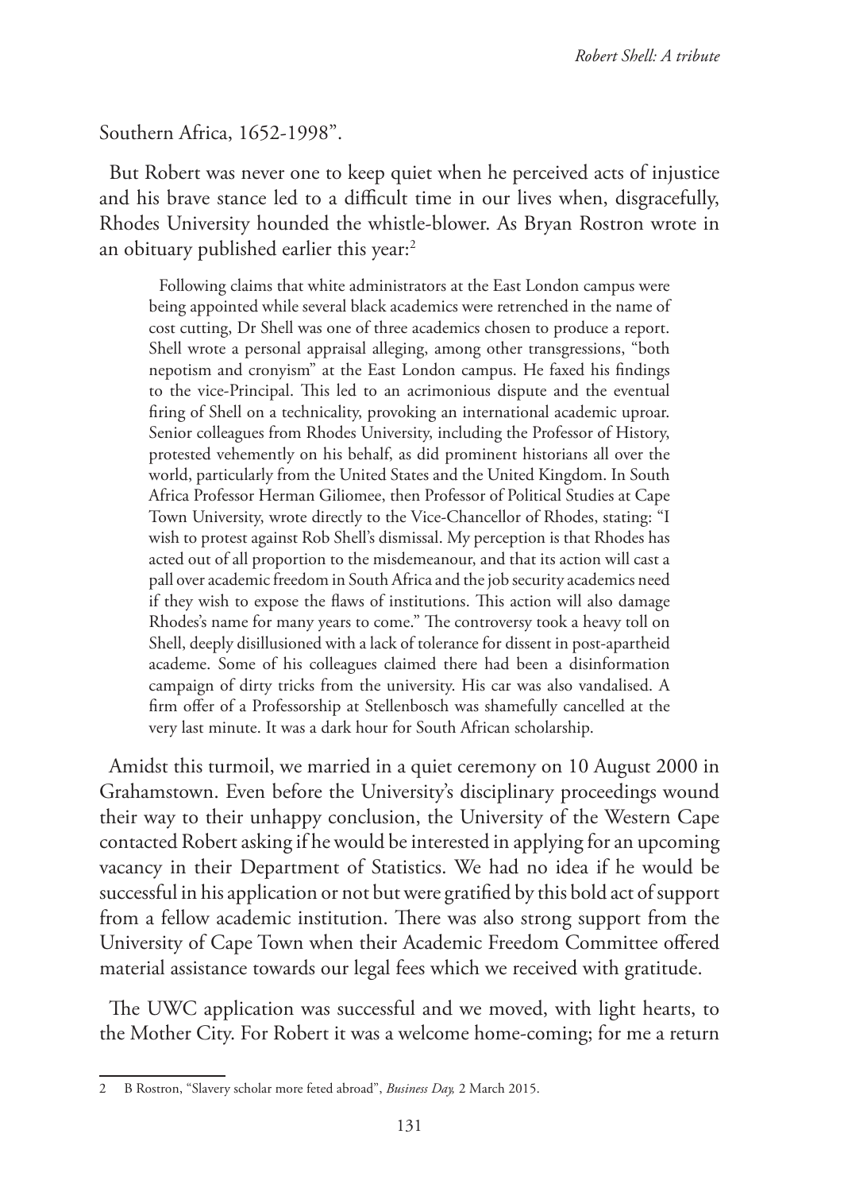Southern Africa, 1652-1998".

But Robert was never one to keep quiet when he perceived acts of injustice and his brave stance led to a difficult time in our lives when, disgracefully, Rhodes University hounded the whistle-blower. As Bryan Rostron wrote in an obituary published earlier this year:[2]

> Following claims that white administrators at the East London campus were being appointed while several black academics were retrenched in the name of cost cutting, Dr Shell was one of three academics chosen to produce a report. Shell wrote a personal appraisal alleging, among other transgressions, "both nepotism and cronyism" at the East London campus. He faxed his findings to the vice-Principal. This led to an acrimonious dispute and the eventual firing of Shell on a technicality, provoking an international academic uproar. Senior colleagues from Rhodes University, including the Professor of History, protested vehemently on his behalf, as did prominent historians all over the world, particularly from the United States and the United Kingdom. In South Africa Professor Herman Giliomee, then Professor of Political Studies at Cape Town University, wrote directly to the Vice-Chancellor of Rhodes, stating: "I wish to protest against Rob Shell's dismissal. My perception is that Rhodes has acted out of all proportion to the misdemeanour, and that its action will cast a pall over academic freedom in South Africa and the job security academics need if they wish to expose the flaws of institutions. This action will also damage Rhodes's name for many years to come." The controversy took a heavy toll on Shell, deeply disillusioned with a lack of tolerance for dissent in post-apartheid academe. Some of his colleagues claimed there had been a disinformation campaign of dirty tricks from the university. His car was also vandalised. A firm offer of a Professorship at Stellenbosch was shamefully cancelled at the very last minute. It was a dark hour for South African scholarship.

Amidst this turmoil, we married in a quiet ceremony on 10 August 2000 in Grahamstown. Even before the University's disciplinary proceedings wound their way to their unhappy conclusion, the University of the Western Cape contacted Robert asking if he would be interested in applying for an upcoming vacancy in their Department of Statistics. We had no idea if he would be successful in his application or not but were gratified by this bold act of support from a fellow academic institution. There was also strong support from the University of Cape Town when their Academic Freedom Committee offered material assistance towards our legal fees which we received with gratitude.

The UWC application was successful and we moved, with light hearts, to the Mother City. For Robert it was a welcome home-coming; for me a return

2 B Rostron, "Slavery scholar more feted abroad", *Business Day,* 2 March 2015.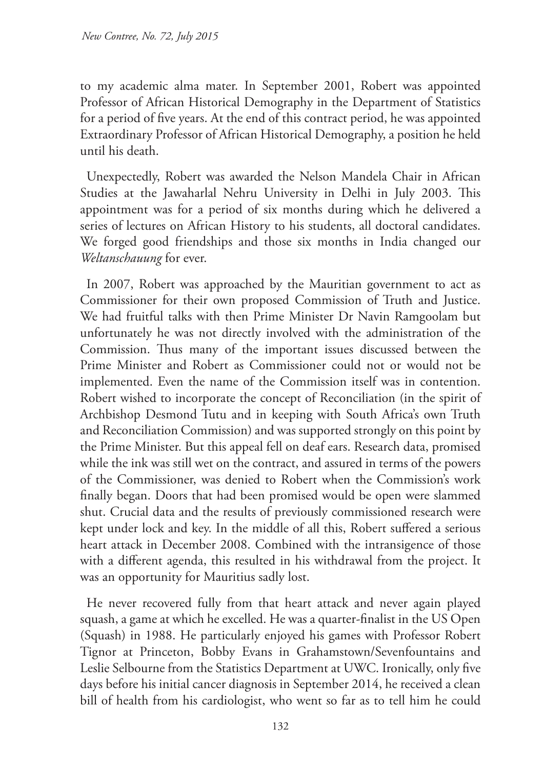to my academic alma mater. In September 2001, Robert was appointed Professor of African Historical Demography in the Department of Statistics for a period of five years. At the end of this contract period, he was appointed Extraordinary Professor of African Historical Demography, a position he held until his death.

Unexpectedly, Robert was awarded the Nelson Mandela Chair in African Studies at the Jawaharlal Nehru University in Delhi in July 2003. This appointment was for a period of six months during which he delivered a series of lectures on African History to his students, all doctoral candidates. We forged good friendships and those six months in India changed our *Weltanschauung* for ever.

In 2007, Robert was approached by the Mauritian government to act as Commissioner for their own proposed Commission of Truth and Justice. We had fruitful talks with then Prime Minister Dr Navin Ramgoolam but unfortunately he was not directly involved with the administration of the Commission. Thus many of the important issues discussed between the Prime Minister and Robert as Commissioner could not or would not be implemented. Even the name of the Commission itself was in contention. Robert wished to incorporate the concept of Reconciliation (in the spirit of Archbishop Desmond Tutu and in keeping with South Africa's own Truth and Reconciliation Commission) and was supported strongly on this point by the Prime Minister. But this appeal fell on deaf ears. Research data, promised while the ink was still wet on the contract, and assured in terms of the powers of the Commissioner, was denied to Robert when the Commission's work finally began. Doors that had been promised would be open were slammed shut. Crucial data and the results of previously commissioned research were kept under lock and key. In the middle of all this, Robert suffered a serious heart attack in December 2008. Combined with the intransigence of those with a different agenda, this resulted in his withdrawal from the project. It was an opportunity for Mauritius sadly lost.

He never recovered fully from that heart attack and never again played squash, a game at which he excelled. He was a quarter-finalist in the US Open (Squash) in 1988. He particularly enjoyed his games with Professor Robert Tignor at Princeton, Bobby Evans in Grahamstown/Sevenfountains and Leslie Selbourne from the Statistics Department at UWC. Ironically, only five days before his initial cancer diagnosis in September 2014, he received a clean bill of health from his cardiologist, who went so far as to tell him he could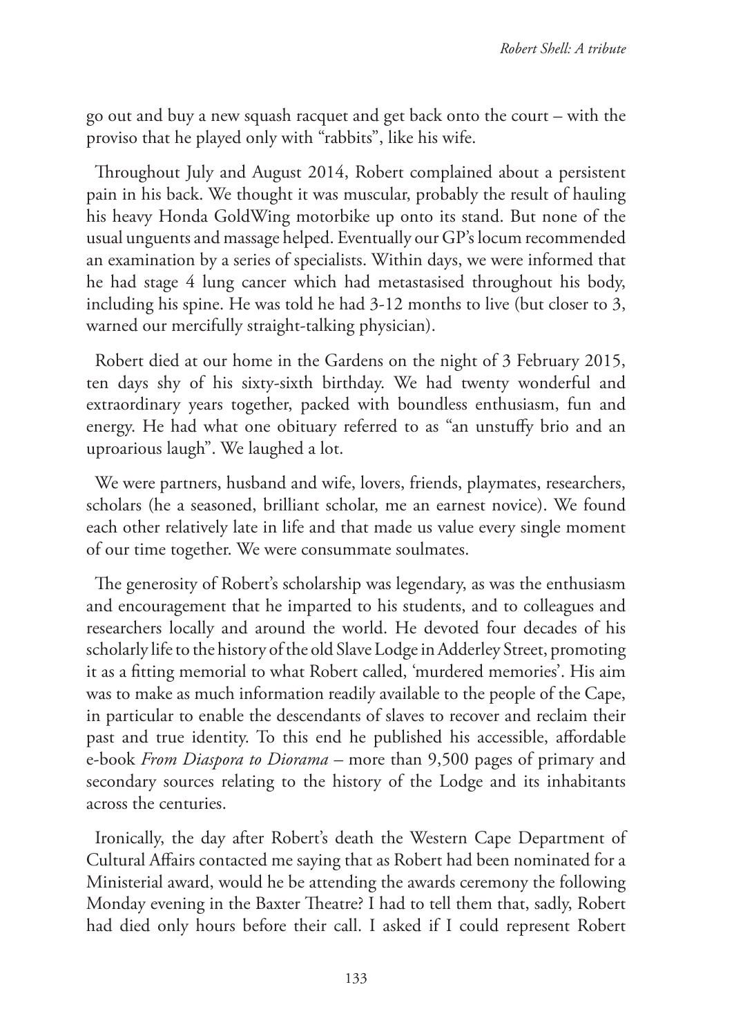go out and buy a new squash racquet and get back onto the court – with the proviso that he played only with "rabbits", like his wife.

Throughout July and August 2014, Robert complained about a persistent pain in his back. We thought it was muscular, probably the result of hauling his heavy Honda GoldWing motorbike up onto its stand. But none of the usual unguents and massage helped. Eventually our GP's locum recommended an examination by a series of specialists. Within days, we were informed that he had stage 4 lung cancer which had metastasised throughout his body, including his spine. He was told he had 3-12 months to live (but closer to 3, warned our mercifully straight-talking physician).

Robert died at our home in the Gardens on the night of 3 February 2015, ten days shy of his sixty-sixth birthday. We had twenty wonderful and extraordinary years together, packed with boundless enthusiasm, fun and energy. He had what one obituary referred to as "an unstuffy brio and an uproarious laugh". We laughed a lot.

We were partners, husband and wife, lovers, friends, playmates, researchers, scholars (he a seasoned, brilliant scholar, me an earnest novice). We found each other relatively late in life and that made us value every single moment of our time together. We were consummate soulmates.

The generosity of Robert's scholarship was legendary, as was the enthusiasm and encouragement that he imparted to his students, and to colleagues and researchers locally and around the world. He devoted four decades of his scholarly life to the history of the old Slave Lodge in Adderley Street, promoting it as a fitting memorial to what Robert called, 'murdered memories'. His aim was to make as much information readily available to the people of the Cape, in particular to enable the descendants of slaves to recover and reclaim their past and true identity. To this end he published his accessible, affordable e-book *From Diaspora to Diorama* – more than 9,500 pages of primary and secondary sources relating to the history of the Lodge and its inhabitants across the centuries.

Ironically, the day after Robert's death the Western Cape Department of Cultural Affairs contacted me saying that as Robert had been nominated for a Ministerial award, would he be attending the awards ceremony the following Monday evening in the Baxter Theatre? I had to tell them that, sadly, Robert had died only hours before their call. I asked if I could represent Robert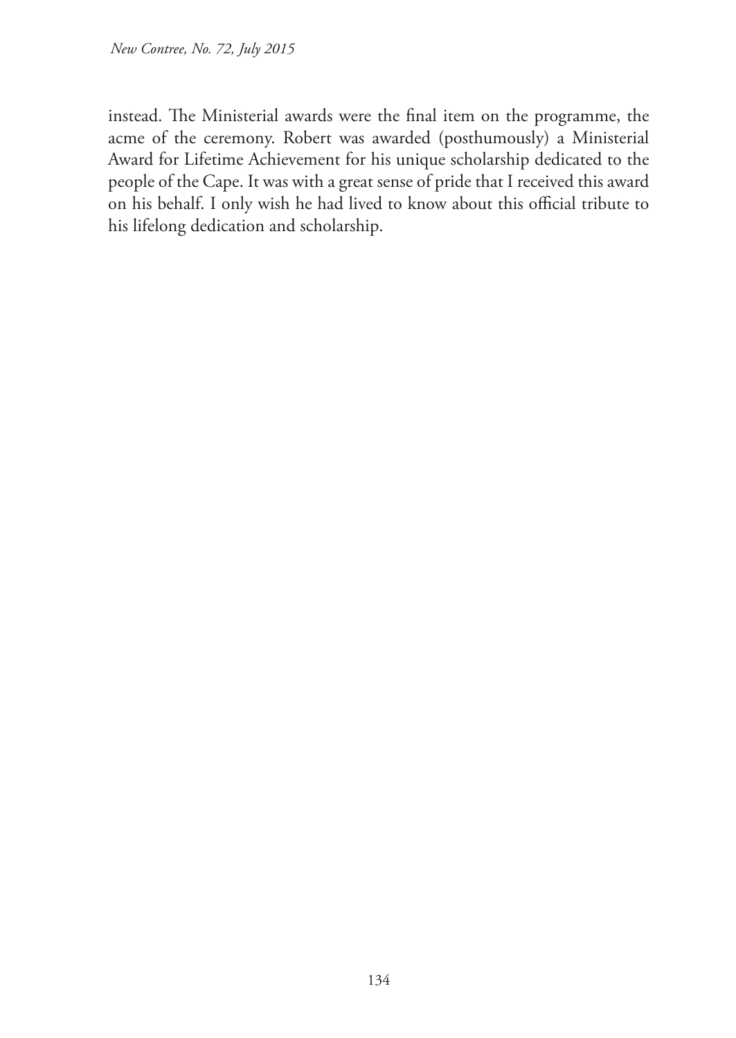instead. The Ministerial awards were the final item on the programme, the acme of the ceremony. Robert was awarded (posthumously) a Ministerial Award for Lifetime Achievement for his unique scholarship dedicated to the people of the Cape. It was with a great sense of pride that I received this award on his behalf. I only wish he had lived to know about this official tribute to his lifelong dedication and scholarship.